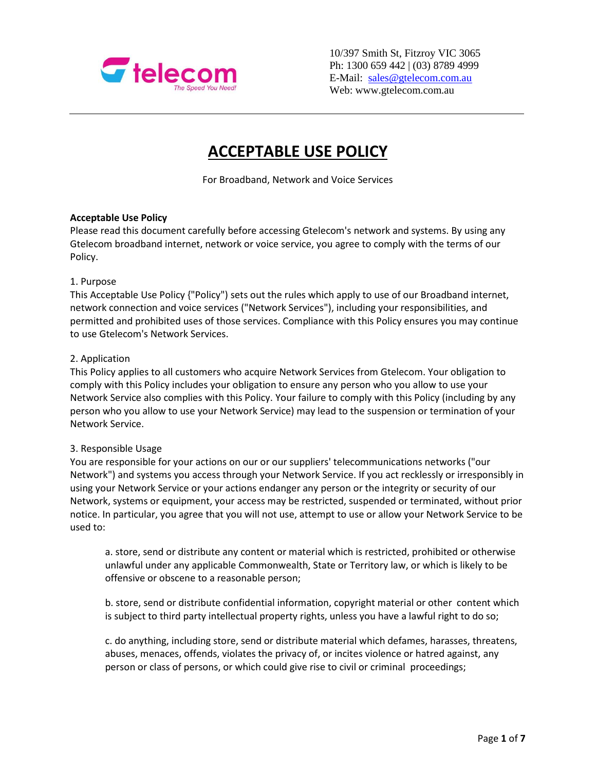10/397 Smith St, Fitzroy VIC 3065
Ph: 1300 659 442 | (03) 8789 4999
E-Mail: sales@gtelecom.com.au
Web: www.gtelecom.com.au

# ACCEPTABLE USE POLICY

For Broadband, Network and Voice Services

**Acceptable Use Policy**

Please read this document carefully before accessing Gtelecom's network and systems. By using any Gtelecom broadband internet, network or voice service, you agree to comply with the terms of our Policy.

1. Purpose

This Acceptable Use Policy {"Policy") sets out the rules which apply to use of our Broadband internet, network connection and voice services ("Network Services"), including your responsibilities, and permitted and prohibited uses of those services. Compliance with this Policy ensures you may continue to use Gtelecom's Network Services.

2. Application

This Policy applies to all customers who acquire Network Services from Gtelecom. Your obligation to comply with this Policy includes your obligation to ensure any person who you allow to use your Network Service also complies with this Policy. Your failure to comply with this Policy (including by any person who you allow to use your Network Service) may lead to the suspension or termination of your Network Service.

3. Responsible Usage

You are responsible for your actions on our or our suppliers' telecommunications networks ("our Network") and systems you access through your Network Service. If you act recklessly or irresponsibly in using your Network Service or your actions endanger any person or the integrity or security of our Network, systems or equipment, your access may be restricted, suspended or terminated, without prior notice. In particular, you agree that you will not use, attempt to use or allow your Network Service to be used to:

a. store, send or distribute any content or material which is restricted, prohibited or otherwise unlawful under any applicable Commonwealth, State or Territory law, or which is likely to be offensive or obscene to a reasonable person;

b. store, send or distribute confidential information, copyright material or other content which is subject to third party intellectual property rights, unless you have a lawful right to do so;

c. do anything, including store, send or distribute material which defames, harasses, threatens, abuses, menaces, offends, violates the privacy of, or incites violence or hatred against, any person or class of persons, or which could give rise to civil or criminal proceedings;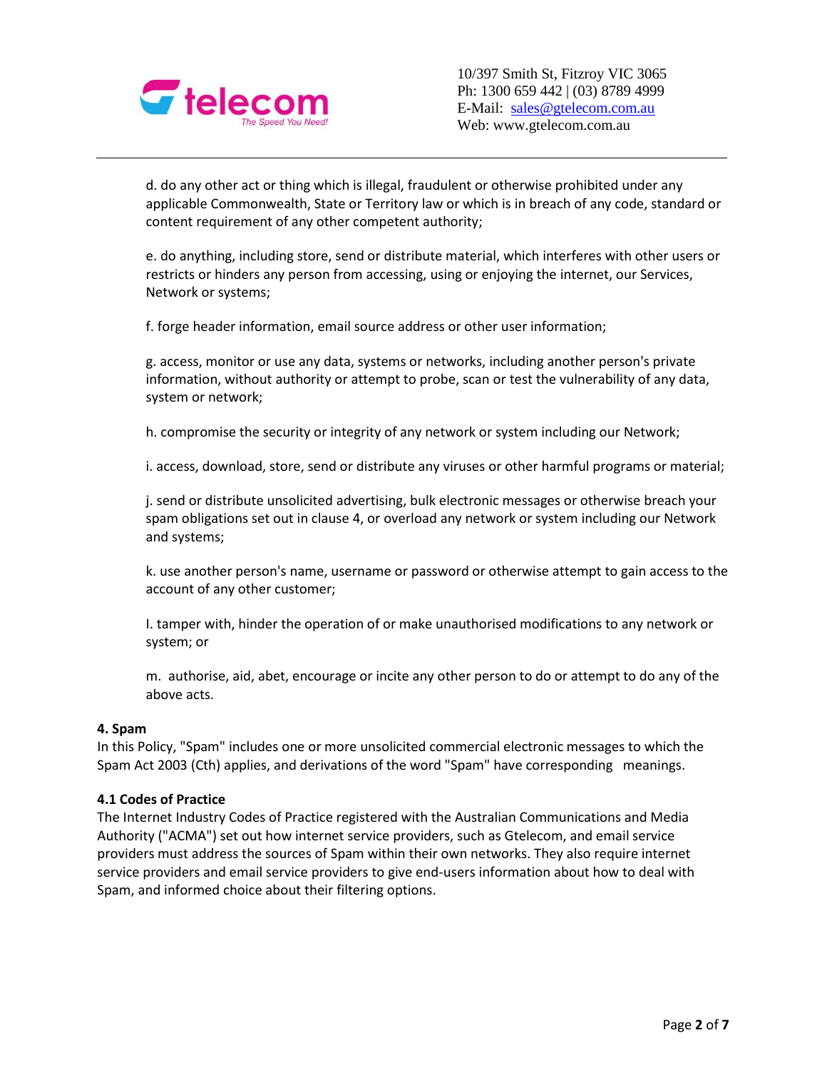d. do any other act or thing which is illegal, fraudulent or otherwise prohibited under any applicable Commonwealth, State or Territory law or which is in breach of any code, standard or content requirement of any other competent authority;

e. do anything, including store, send or distribute material, which interferes with other users or restricts or hinders any person from accessing, using or enjoying the internet, our Services, Network or systems;

f. forge header information, email source address or other user information;

g. access, monitor or use any data, systems or networks, including another person's private information, without authority or attempt to probe, scan or test the vulnerability of any data, system or network;

h. compromise the security or integrity of any network or system including our Network;

i. access, download, store, send or distribute any viruses or other harmful programs or material;

j. send or distribute unsolicited advertising, bulk electronic messages or otherwise breach your spam obligations set out in clause 4, or overload any network or system including our Network and systems;

k. use another person's name, username or password or otherwise attempt to gain access to the account of any other customer;

l. tamper with, hinder the operation of or make unauthorised modifications to any network or system; or

m. authorise, aid, abet, encourage or incite any other person to do or attempt to do any of the above acts.

**4. Spam**

In this Policy, "Spam" includes one or more unsolicited commercial electronic messages to which the Spam Act 2003 (Cth) applies, and derivations of the word "Spam" have corresponding meanings.

**4.1 Codes of Practice**

The Internet Industry Codes of Practice registered with the Australian Communications and Media Authority ("ACMA") set out how internet service providers, such as Gtelecom, and email service providers must address the sources of Spam within their own networks. They also require internet service providers and email service providers to give end-users information about how to deal with Spam, and informed choice about their filtering options.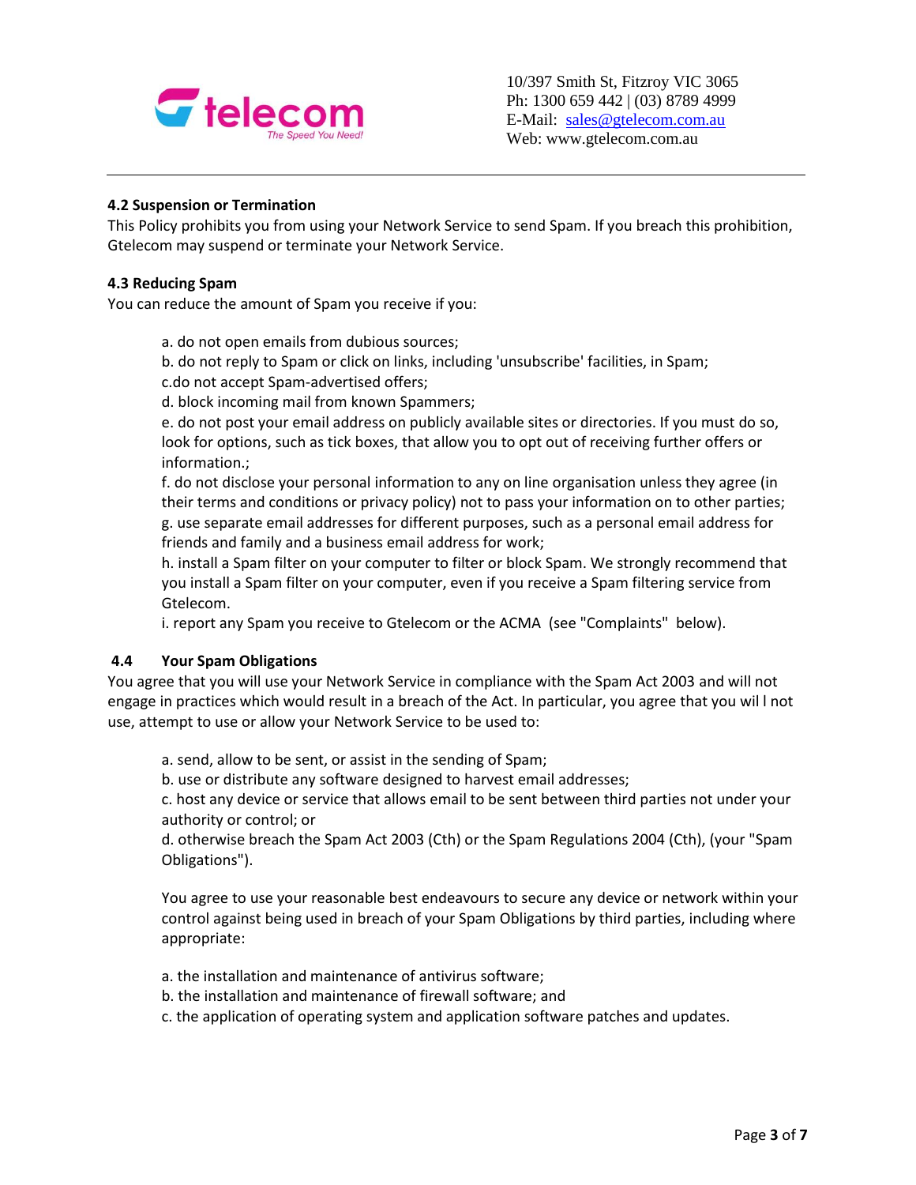**4.2 Suspension or Termination**

This Policy prohibits you from using your Network Service to send Spam. If you breach this prohibition, Gtelecom may suspend or terminate your Network Service.

**4.3 Reducing Spam**

You can reduce the amount of Spam you receive if you:

a. do not open emails from dubious sources;
b. do not reply to Spam or click on links, including 'unsubscribe' facilities, in Spam;
c.do not accept Spam-advertised offers;
d. block incoming mail from known Spammers;
e. do not post your email address on publicly available sites or directories. If you must do so, look for options, such as tick boxes, that allow you to opt out of receiving further offers or information.;
f. do not disclose your personal information to any on line organisation unless they agree (in their terms and conditions or privacy policy) not to pass your information on to other parties;
g. use separate email addresses for different purposes, such as a personal email address for friends and family and a business email address for work;
h. install a Spam filter on your computer to filter or block Spam. We strongly recommend that you install a Spam filter on your computer, even if you receive a Spam filtering service from Gtelecom.
i. report any Spam you receive to Gtelecom or the ACMA (see "Complaints" below).

**4.4 Your Spam Obligations**

You agree that you will use your Network Service in compliance with the Spam Act 2003 and will not engage in practices which would result in a breach of the Act. In particular, you agree that you wil l not use, attempt to use or allow your Network Service to be used to:

a. send, allow to be sent, or assist in the sending of Spam;
b. use or distribute any software designed to harvest email addresses;
c. host any device or service that allows email to be sent between third parties not under your authority or control; or
d. otherwise breach the Spam Act 2003 (Cth) or the Spam Regulations 2004 (Cth), (your "Spam Obligations").

You agree to use your reasonable best endeavours to secure any device or network within your control against being used in breach of your Spam Obligations by third parties, including where appropriate:

a. the installation and maintenance of antivirus software;
b. the installation and maintenance of firewall software; and
c. the application of operating system and application software patches and updates.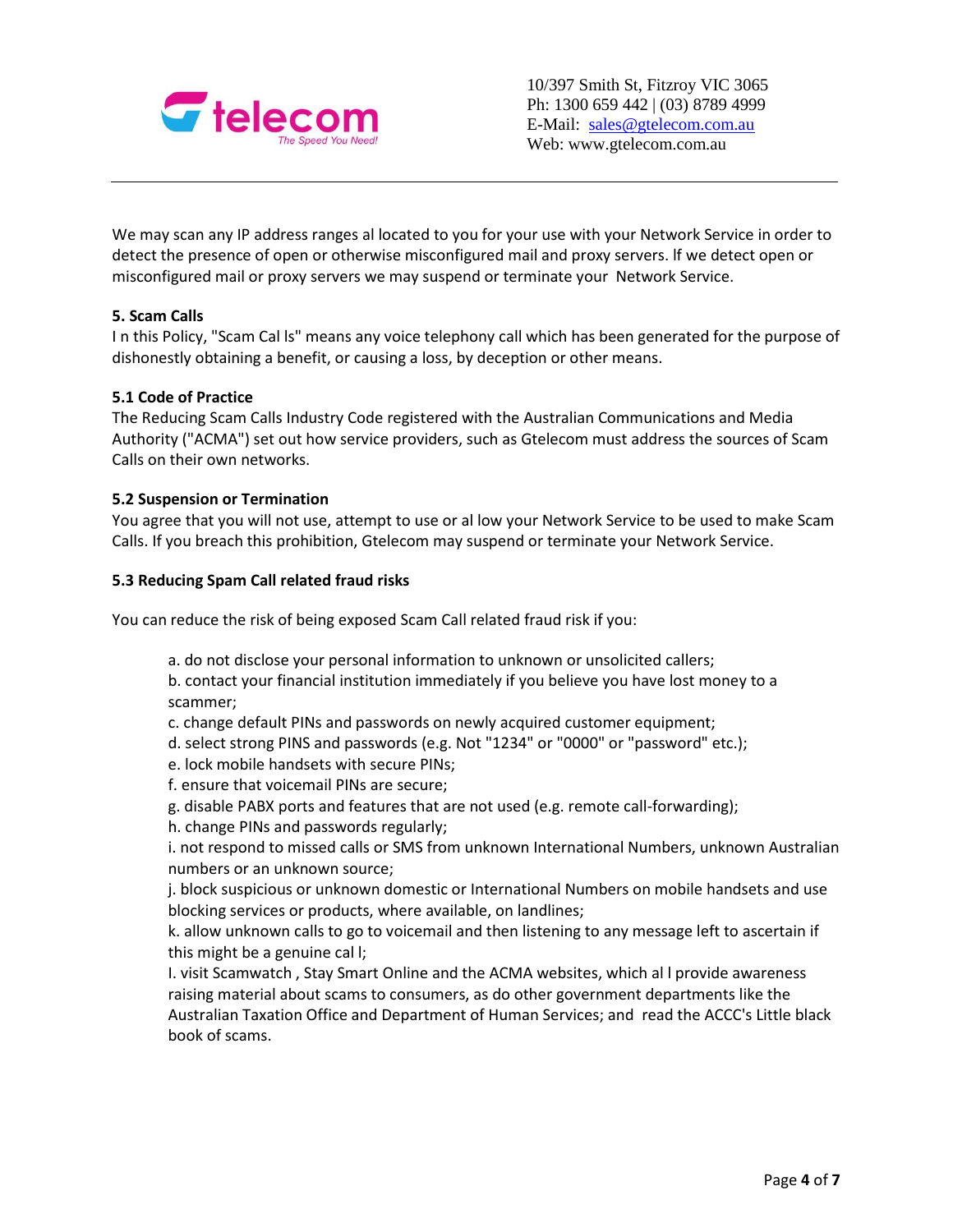We may scan any IP address ranges al located to you for your use with your Network Service in order to detect the presence of open or otherwise misconfigured mail and proxy servers. If we detect open or misconfigured mail or proxy servers we may suspend or terminate your Network Service.

**5. Scam Calls**

I n this Policy, "Scam Cal ls" means any voice telephony call which has been generated for the purpose of dishonestly obtaining a benefit, or causing a loss, by deception or other means.

**5.1 Code of Practice**

The Reducing Scam Calls Industry Code registered with the Australian Communications and Media Authority ("ACMA") set out how service providers, such as Gtelecom must address the sources of Scam Calls on their own networks.

**5.2 Suspension or Termination**

You agree that you will not use, attempt to use or al low your Network Service to be used to make Scam Calls. If you breach this prohibition, Gtelecom may suspend or terminate your Network Service.

**5.3 Reducing Spam Call related fraud risks**

You can reduce the risk of being exposed Scam Call related fraud risk if you:

a. do not disclose your personal information to unknown or unsolicited callers;
b. contact your financial institution immediately if you believe you have lost money to a scammer;
c. change default PINs and passwords on newly acquired customer equipment;
d. select strong PINS and passwords (e.g. Not "1234" or "0000" or "password" etc.);
e. lock mobile handsets with secure PINs;
f. ensure that voicemail PINs are secure;
g. disable PABX ports and features that are not used (e.g. remote call-forwarding);
h. change PINs and passwords regularly;
i. not respond to missed calls or SMS from unknown International Numbers, unknown Australian numbers or an unknown source;
j. block suspicious or unknown domestic or International Numbers on mobile handsets and use blocking services or products, where available, on landlines;
k. allow unknown calls to go to voicemail and then listening to any message left to ascertain if this might be a genuine cal l;
l. visit Scamwatch , Stay Smart Online and the ACMA websites, which al l provide awareness raising material about scams to consumers, as do other government departments like the Australian Taxation Office and Department of Human Services; and read the ACCC's Little black book of scams.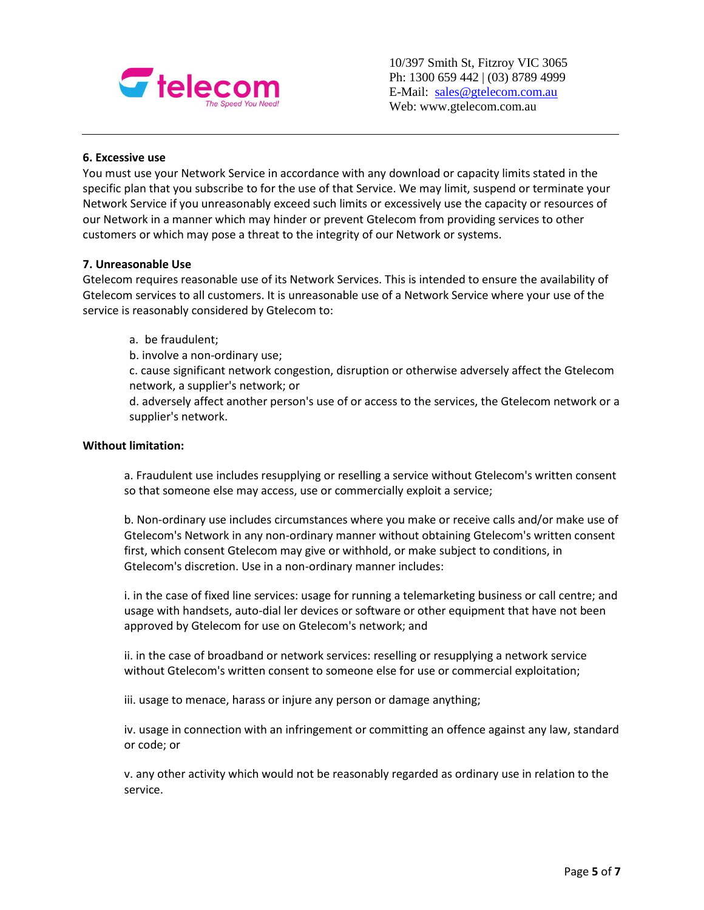### 6. Excessive use

You must use your Network Service in accordance with any download or capacity limits stated in the specific plan that you subscribe to for the use of that Service. We may limit, suspend or terminate your Network Service if you unreasonably exceed such limits or excessively use the capacity or resources of our Network in a manner which may hinder or prevent Gtelecom from providing services to other customers or which may pose a threat to the integrity of our Network or systems.

### 7. Unreasonable Use

Gtelecom requires reasonable use of its Network Services. This is intended to ensure the availability of Gtelecom services to all customers. It is unreasonable use of a Network Service where your use of the service is reasonably considered by Gtelecom to:

a. be fraudulent;

b. involve a non-ordinary use;

c. cause significant network congestion, disruption or otherwise adversely affect the Gtelecom network, a supplier's network; or

d. adversely affect another person's use of or access to the services, the Gtelecom network or a supplier's network.

**Without limitation:**

a. Fraudulent use includes resupplying or reselling a service without Gtelecom's written consent so that someone else may access, use or commercially exploit a service;

b. Non-ordinary use includes circumstances where you make or receive calls and/or make use of Gtelecom's Network in any non-ordinary manner without obtaining Gtelecom's written consent first, which consent Gtelecom may give or withhold, or make subject to conditions, in Gtelecom's discretion. Use in a non-ordinary manner includes:

i. in the case of fixed line services: usage for running a telemarketing business or call centre; and usage with handsets, auto-dial ler devices or software or other equipment that have not been approved by Gtelecom for use on Gtelecom's network; and

ii. in the case of broadband or network services: reselling or resupplying a network service without Gtelecom's written consent to someone else for use or commercial exploitation;

iii. usage to menace, harass or injure any person or damage anything;

iv. usage in connection with an infringement or committing an offence against any law, standard or code; or

v. any other activity which would not be reasonably regarded as ordinary use in relation to the service.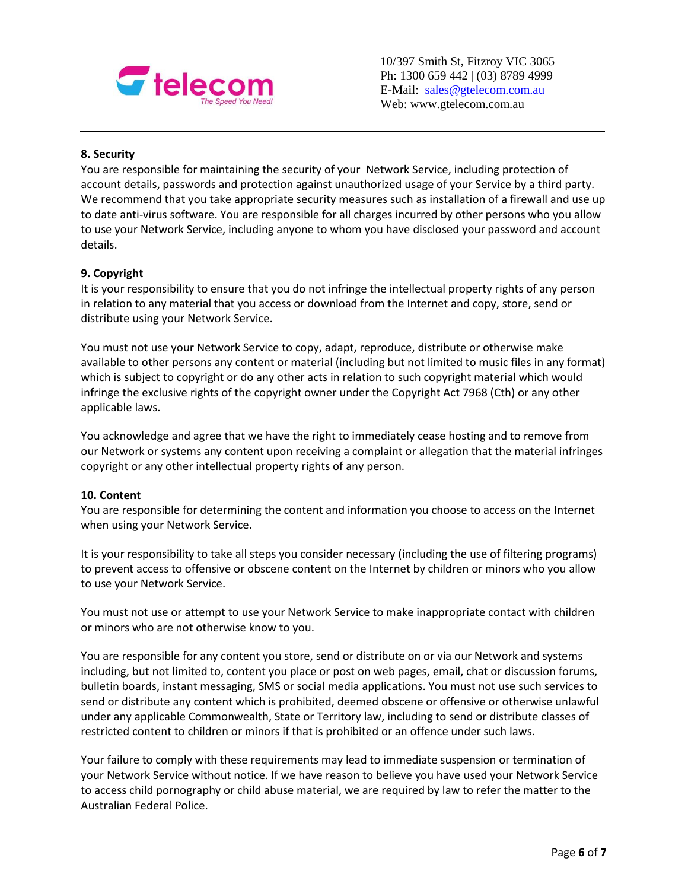## 8. Security

You are responsible for maintaining the security of your Network Service, including protection of account details, passwords and protection against unauthorized usage of your Service by a third party. We recommend that you take appropriate security measures such as installation of a firewall and use up to date anti-virus software. You are responsible for all charges incurred by other persons who you allow to use your Network Service, including anyone to whom you have disclosed your password and account details.

## 9. Copyright

It is your responsibility to ensure that you do not infringe the intellectual property rights of any person in relation to any material that you access or download from the Internet and copy, store, send or distribute using your Network Service.

You must not use your Network Service to copy, adapt, reproduce, distribute or otherwise make available to other persons any content or material (including but not limited to music files in any format) which is subject to copyright or do any other acts in relation to such copyright material which would infringe the exclusive rights of the copyright owner under the Copyright Act 7968 (Cth) or any other applicable laws.

You acknowledge and agree that we have the right to immediately cease hosting and to remove from our Network or systems any content upon receiving a complaint or allegation that the material infringes copyright or any other intellectual property rights of any person.

## 10. Content

You are responsible for determining the content and information you choose to access on the Internet when using your Network Service.

It is your responsibility to take all steps you consider necessary (including the use of filtering programs) to prevent access to offensive or obscene content on the Internet by children or minors who you allow to use your Network Service.

You must not use or attempt to use your Network Service to make inappropriate contact with children or minors who are not otherwise know to you.

You are responsible for any content you store, send or distribute on or via our Network and systems including, but not limited to, content you place or post on web pages, email, chat or discussion forums, bulletin boards, instant messaging, SMS or social media applications. You must not use such services to send or distribute any content which is prohibited, deemed obscene or offensive or otherwise unlawful under any applicable Commonwealth, State or Territory law, including to send or distribute classes of restricted content to children or minors if that is prohibited or an offence under such laws.

Your failure to comply with these requirements may lead to immediate suspension or termination of your Network Service without notice. If we have reason to believe you have used your Network Service to access child pornography or child abuse material, we are required by law to refer the matter to the Australian Federal Police.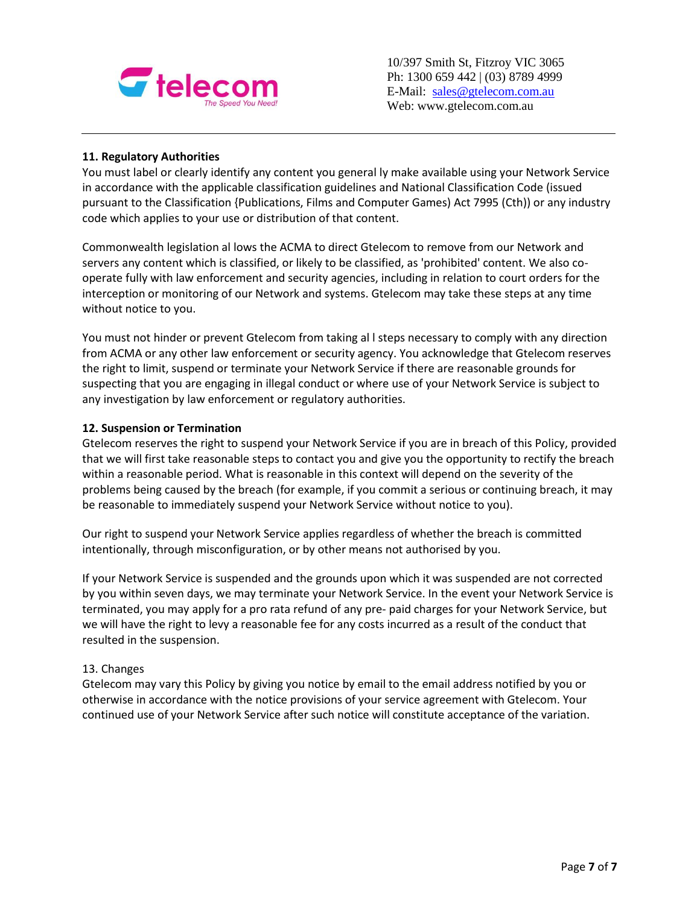10/397 Smith St, Fitzroy VIC 3065
Ph: 1300 659 442 | (03) 8789 4999
E-Mail: sales@gtelecom.com.au
Web: www.gtelecom.com.au

**11. Regulatory Authorities**

You must label or clearly identify any content you general ly make available using your Network Service in accordance with the applicable classification guidelines and National Classification Code (issued pursuant to the Classification {Publications, Films and Computer Games) Act 7995 (Cth)) or any industry code which applies to your use or distribution of that content.

Commonwealth legislation al lows the ACMA to direct Gtelecom to remove from our Network and servers any content which is classified, or likely to be classified, as 'prohibited' content. We also co-operate fully with law enforcement and security agencies, including in relation to court orders for the interception or monitoring of our Network and systems. Gtelecom may take these steps at any time without notice to you.

You must not hinder or prevent Gtelecom from taking al l steps necessary to comply with any direction from ACMA or any other law enforcement or security agency. You acknowledge that Gtelecom reserves the right to limit, suspend or terminate your Network Service if there are reasonable grounds for suspecting that you are engaging in illegal conduct or where use of your Network Service is subject to any investigation by law enforcement or regulatory authorities.

**12. Suspension or Termination**

Gtelecom reserves the right to suspend your Network Service if you are in breach of this Policy, provided that we will first take reasonable steps to contact you and give you the opportunity to rectify the breach within a reasonable period. What is reasonable in this context will depend on the severity of the problems being caused by the breach (for example, if you commit a serious or continuing breach, it may be reasonable to immediately suspend your Network Service without notice to you).

Our right to suspend your Network Service applies regardless of whether the breach is committed intentionally, through misconfiguration, or by other means not authorised by you.

If your Network Service is suspended and the grounds upon which it was suspended are not corrected by you within seven days, we may terminate your Network Service. In the event your Network Service is terminated, you may apply for a pro rata refund of any pre- paid charges for your Network Service, but we will have the right to levy a reasonable fee for any costs incurred as a result of the conduct that resulted in the suspension.

13. Changes

Gtelecom may vary this Policy by giving you notice by email to the email address notified by you or otherwise in accordance with the notice provisions of your service agreement with Gtelecom. Your continued use of your Network Service after such notice will constitute acceptance of the variation.